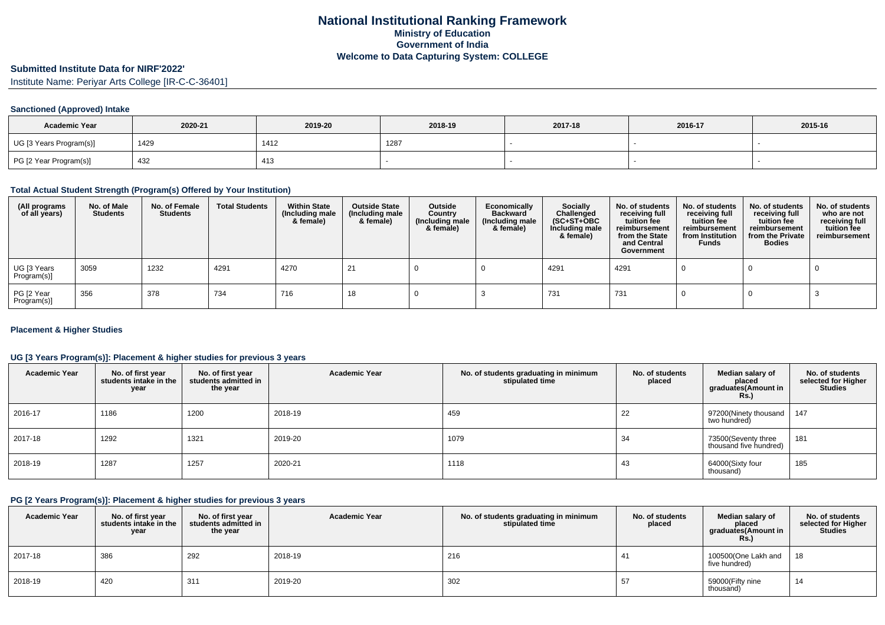# National Institutional Ranking Framework
## Ministry of Education
## Government of India
## Welcome to Data Capturing System: COLLEGE

**Submitted Institute Data for NIRF'2022'**

Institute Name: Periyar Arts College [IR-C-C-36401]

### Sanctioned (Approved) Intake

| Academic Year | 2020-21 | 2019-20 | 2018-19 | 2017-18 | 2016-17 | 2015-16 |
|---|---|---|---|---|---|---|
| UG [3 Years Program(s)] | 1429 | 1412 | 1287 | - | - | - |
| PG [2 Year Program(s)] | 432 | 413 | - | - | - | - |

### Total Actual Student Strength (Program(s) Offered by Your Institution)

| (All programs of all years) | No. of Male Students | No. of Female Students | Total Students | Within State (Including male & female) | Outside State (Including male & female) | Outside Country (Including male & female) | Economically Backward (Including male & female) | Socially Challenged (SC+ST+OBC Including male & female) | No. of students receiving full tuition fee reimbursement from the State and Central Government | No. of students receiving full tuition fee reimbursement from Institution Funds | No. of students receiving full tuition fee reimbursement from the Private Bodies | No. of students who are not receiving full tuition fee reimbursement |
|---|---|---|---|---|---|---|---|---|---|---|---|---|
| UG [3 Years Program(s)] | 3059 | 1232 | 4291 | 4270 | 21 | 0 | 0 | 4291 | 4291 | 0 | 0 | 0 |
| PG [2 Year Program(s)] | 356 | 378 | 734 | 716 | 18 | 0 | 3 | 731 | 731 | 0 | 0 | 3 |

### Placement & Higher Studies

### UG [3 Years Program(s)]: Placement & higher studies for previous 3 years

| Academic Year | No. of first year students intake in the year | No. of first year students admitted in the year | Academic Year | No. of students graduating in minimum stipulated time | No. of students placed | Median salary of placed graduates(Amount in Rs.) | No. of students selected for Higher Studies |
|---|---|---|---|---|---|---|---|
| 2016-17 | 1186 | 1200 | 2018-19 | 459 | 22 | 97200(Ninety thousand two hundred) | 147 |
| 2017-18 | 1292 | 1321 | 2019-20 | 1079 | 34 | 73500(Seventy three thousand five hundred) | 181 |
| 2018-19 | 1287 | 1257 | 2020-21 | 1118 | 43 | 64000(Sixty four thousand) | 185 |

### PG [2 Years Program(s)]: Placement & higher studies for previous 3 years

| Academic Year | No. of first year students intake in the year | No. of first year students admitted in the year | Academic Year | No. of students graduating in minimum stipulated time | No. of students placed | Median salary of placed graduates(Amount in Rs.) | No. of students selected for Higher Studies |
|---|---|---|---|---|---|---|---|
| 2017-18 | 386 | 292 | 2018-19 | 216 | 41 | 100500(One Lakh and five hundred) | 18 |
| 2018-19 | 420 | 311 | 2019-20 | 302 | 57 | 59000(Fifty nine thousand) | 14 |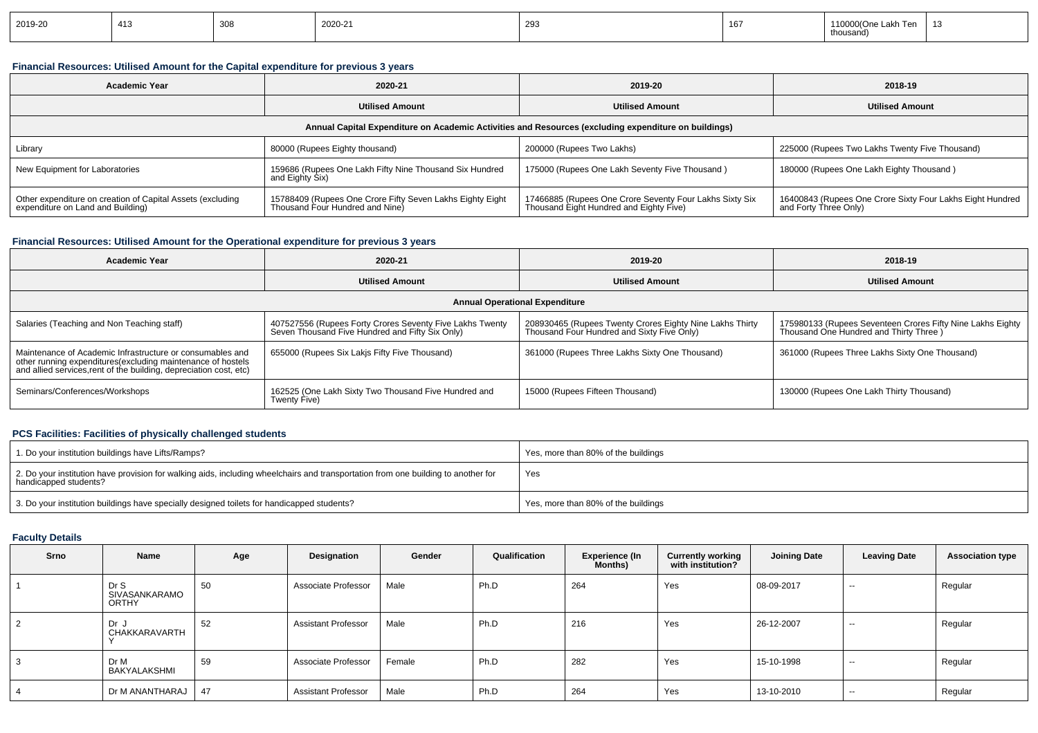| | | | | | | | |
|---|---|---|---|---|---|---|---|
| 2019-20 | 413 | 308 | 2020-21 | 293 | 167 | 110000(One Lakh Ten thousand) | 13 |

### Financial Resources: Utilised Amount for the Capital expenditure for previous 3 years

| Academic Year | 2020-21 | 2019-20 | 2018-19 |
|---|---|---|---|
| | Utilised Amount | Utilised Amount | Utilised Amount |
| Annual Capital Expenditure on Academic Activities and Resources (excluding expenditure on buildings) | | | |
| Library | 80000 (Rupees Eighty thousand) | 200000 (Rupees Two Lakhs) | 225000 (Rupees Two Lakhs Twenty Five Thousand) |
| New Equipment for Laboratories | 159686 (Rupees One Lakh Fifty Nine Thousand Six Hundred and Eighty Six) | 175000 (Rupees One Lakh Seventy Five Thousand ) | 180000 (Rupees One Lakh Eighty Thousand ) |
| Other expenditure on creation of Capital Assets (excluding expenditure on Land and Building) | 15788409 (Rupees One Crore Fifty Seven Lakhs Eighty Eight Thousand Four Hundred and Nine) | 17466885 (Rupees One Crore Seventy Four Lakhs Sixty Six Thousand Eight Hundred and Eighty Five) | 16400843 (Rupees One Crore Sixty Four Lakhs Eight Hundred and Forty Three Only) |

### Financial Resources: Utilised Amount for the Operational expenditure for previous 3 years

| Academic Year | 2020-21 | 2019-20 | 2018-19 |
|---|---|---|---|
| | Utilised Amount | Utilised Amount | Utilised Amount |
| Annual Operational Expenditure | | | |
| Salaries (Teaching and Non Teaching staff) | 407527556 (Rupees Forty Crores Seventy Five Lakhs Twenty Seven Thousand Five Hundred and Fifty Six Only) | 208930465 (Rupees Twenty Crores Eighty Nine Lakhs Thirty Thousand Four Hundred and Sixty Five Only) | 175980133 (Rupees Seventeen Crores Fifty Nine Lakhs Eighty Thousand One Hundred and Thirty Three ) |
| Maintenance of Academic Infrastructure or consumables and other running expenditures(excluding maintenance of hostels and allied services,rent of the building, depreciation cost, etc) | 655000 (Rupees Six Lakjs Fifty Five Thousand) | 361000 (Rupees Three Lakhs Sixty One Thousand) | 361000 (Rupees Three Lakhs Sixty One Thousand) |
| Seminars/Conferences/Workshops | 162525 (One Lakh Sixty Two Thousand Five Hundred and Twenty Five) | 15000 (Rupees Fifteen Thousand) | 130000 (Rupees One Lakh Thirty Thousand) |

### PCS Facilities: Facilities of physically challenged students

| | |
|---|---|
| 1. Do your institution buildings have Lifts/Ramps? | Yes, more than 80% of the buildings |
| 2. Do your institution have provision for walking aids, including wheelchairs and transportation from one building to another for handicapped students? | Yes |
| 3. Do your institution buildings have specially designed toilets for handicapped students? | Yes, more than 80% of the buildings |

### Faculty Details

| Srno | Name | Age | Designation | Gender | Qualification | Experience (In Months) | Currently working with institution? | Joining Date | Leaving Date | Association type |
|---|---|---|---|---|---|---|---|---|---|---|
| 1 | Dr S SIVASANKARAMOORTHY | 50 | Associate Professor | Male | Ph.D | 264 | Yes | 08-09-2017 | -- | Regular |
| 2 | Dr J CHAKKARAVARTHY | 52 | Assistant Professor | Male | Ph.D | 216 | Yes | 26-12-2007 | -- | Regular |
| 3 | Dr M BAKYALAKSHMI | 59 | Associate Professor | Female | Ph.D | 282 | Yes | 15-10-1998 | -- | Regular |
| 4 | Dr M ANANTHARAJ | 47 | Assistant Professor | Male | Ph.D | 264 | Yes | 13-10-2010 | -- | Regular |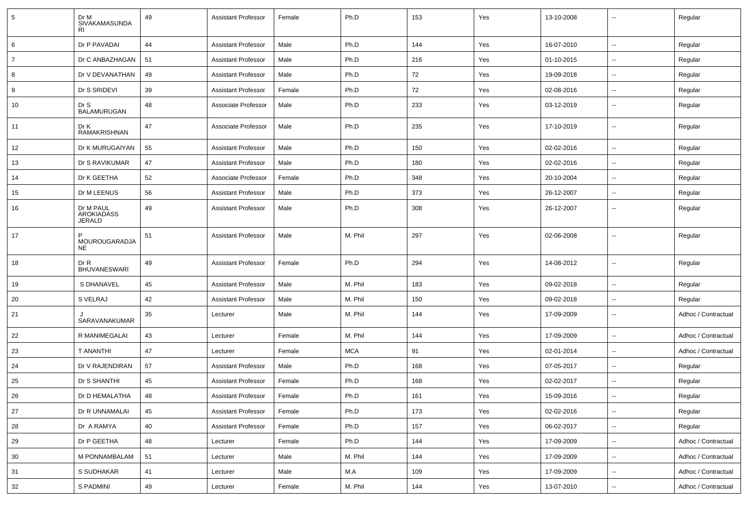| | | | | | | | | | | |
|---|---|---|---|---|---|---|---|---|---|---|
| 5 | Dr M SIVAKAMASUNDARI | 49 | Assistant Professor | Female | Ph.D | 153 | Yes | 13-10-2008 | -- | Regular |
| 6 | Dr P PAVADAI | 44 | Assistant Professor | Male | Ph.D | 144 | Yes | 16-07-2010 | -- | Regular |
| 7 | Dr C ANBAZHAGAN | 51 | Assistant Professor | Male | Ph.D | 216 | Yes | 01-10-2015 | -- | Regular |
| 8 | Dr V DEVANATHAN | 49 | Assistant Professor | Male | Ph.D | 72 | Yes | 19-09-2018 | -- | Regular |
| 9 | Dr S SRIDEVI | 39 | Assistant Professor | Female | Ph.D | 72 | Yes | 02-08-2016 | -- | Regular |
| 10 | Dr S BALAMURUGAN | 48 | Associate Professor | Male | Ph.D | 233 | Yes | 03-12-2019 | -- | Regular |
| 11 | Dr K RAMAKRISHNAN | 47 | Associate Professor | Male | Ph.D | 235 | Yes | 17-10-2019 | -- | Regular |
| 12 | Dr K MURUGAIYAN | 55 | Assistant Professor | Male | Ph.D | 150 | Yes | 02-02-2016 | -- | Regular |
| 13 | Dr S RAVIKUMAR | 47 | Assistant Professor | Male | Ph.D | 180 | Yes | 02-02-2016 | -- | Regular |
| 14 | Dr K GEETHA | 52 | Associate Professor | Female | Ph.D | 348 | Yes | 20-10-2004 | -- | Regular |
| 15 | Dr M LEENUS | 56 | Assistant Professor | Male | Ph.D | 373 | Yes | 26-12-2007 | -- | Regular |
| 16 | Dr M PAUL AROKIADASS JERALD | 49 | Assistant Professor | Male | Ph.D | 308 | Yes | 26-12-2007 | -- | Regular |
| 17 | P MOUROUGARADJANE | 51 | Assistant Professor | Male | M. Phil | 297 | Yes | 02-06-2008 | -- | Regular |
| 18 | Dr R BHUVANESWARI | 49 | Assistant Professor | Female | Ph.D | 294 | Yes | 14-08-2012 | -- | Regular |
| 19 | S DHANAVEL | 45 | Assistant Professor | Male | M. Phil | 183 | Yes | 09-02-2018 | -- | Regular |
| 20 | S VELRAJ | 42 | Assistant Professor | Male | M. Phil | 150 | Yes | 09-02-2018 | -- | Regular |
| 21 | J SARAVANAKUMAR | 35 | Lecturer | Male | M. Phil | 144 | Yes | 17-09-2009 | -- | Adhoc / Contractual |
| 22 | R MANIMEGALAI | 43 | Lecturer | Female | M. Phil | 144 | Yes | 17-09-2009 | -- | Adhoc / Contractual |
| 23 | T ANANTHI | 47 | Lecturer | Female | MCA | 91 | Yes | 02-01-2014 | -- | Adhoc / Contractual |
| 24 | Dr V RAJENDIRAN | 57 | Assistant Professor | Male | Ph.D | 168 | Yes | 07-05-2017 | -- | Regular |
| 25 | Dr S SHANTHI | 45 | Assistant Professor | Female | Ph.D | 168 | Yes | 02-02-2017 | -- | Regular |
| 26 | Dr D HEMALATHA | 48 | Assistant Professor | Female | Ph.D | 161 | Yes | 15-09-2016 | -- | Regular |
| 27 | Dr R UNNAMALAI | 45 | Assistant Professor | Female | Ph.D | 173 | Yes | 02-02-2016 | -- | Regular |
| 28 | Dr A RAMYA | 40 | Assistant Professor | Female | Ph.D | 157 | Yes | 06-02-2017 | -- | Regular |
| 29 | Dr P GEETHA | 48 | Lecturer | Female | Ph.D | 144 | Yes | 17-09-2009 | -- | Adhoc / Contractual |
| 30 | M PONNAMBALAM | 51 | Lecturer | Male | M. Phil | 144 | Yes | 17-09-2009 | -- | Adhoc / Contractual |
| 31 | S SUDHAKAR | 41 | Lecturer | Male | M.A | 109 | Yes | 17-09-2009 | -- | Adhoc / Contractual |
| 32 | S PADMINI | 49 | Lecturer | Female | M. Phil | 144 | Yes | 13-07-2010 | -- | Adhoc / Contractual |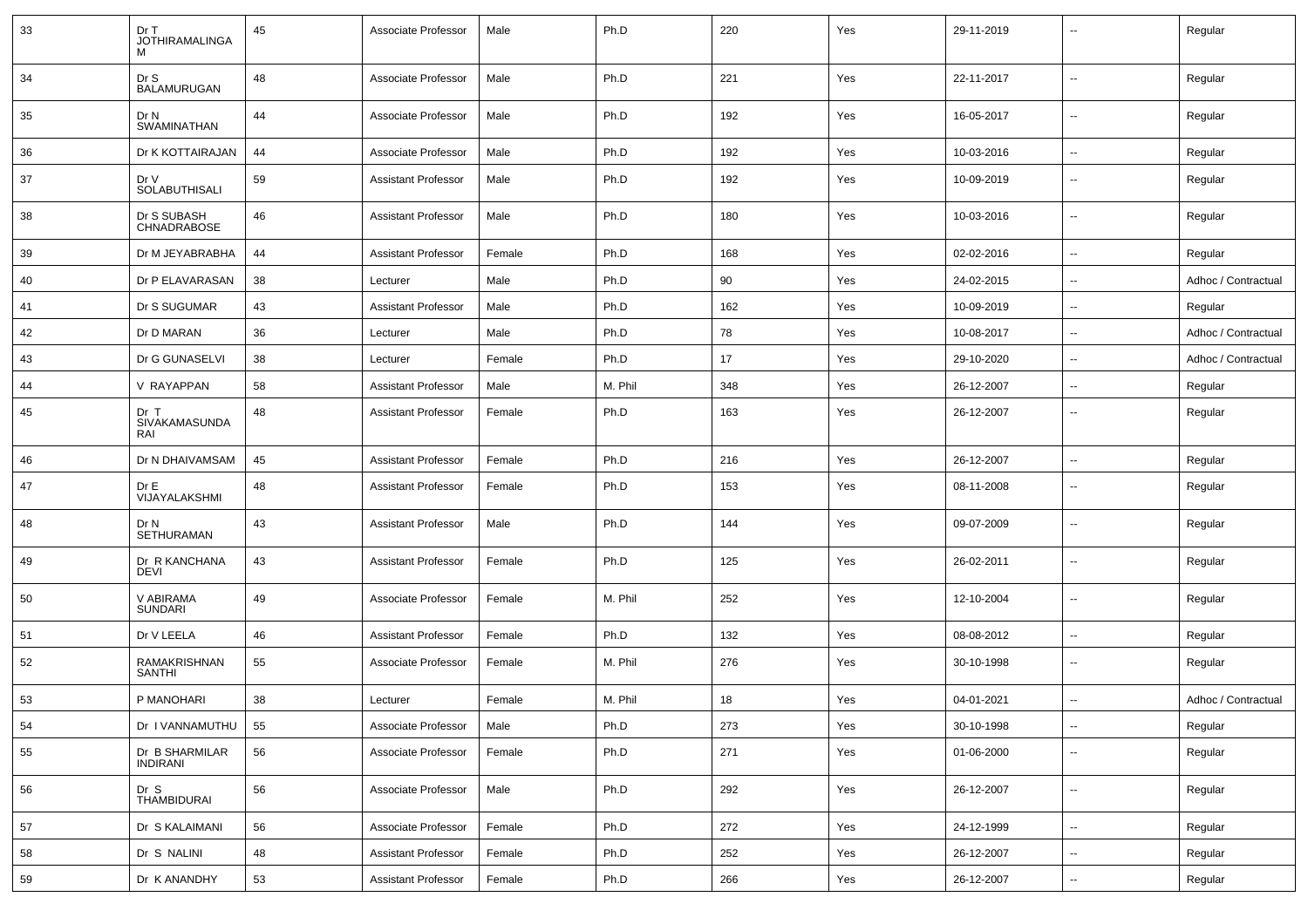| | | | | | | | | | | |
|---|---|---|---|---|---|---|---|---|---|---|
| 33 | Dr T JOTHIRAMALINGAM | 45 | Associate Professor | Male | Ph.D | 220 | Yes | 29-11-2019 | -- | Regular |
| 34 | Dr S BALAMURUGAN | 48 | Associate Professor | Male | Ph.D | 221 | Yes | 22-11-2017 | -- | Regular |
| 35 | Dr N SWAMINATHAN | 44 | Associate Professor | Male | Ph.D | 192 | Yes | 16-05-2017 | -- | Regular |
| 36 | Dr K KOTTAIRAJAN | 44 | Associate Professor | Male | Ph.D | 192 | Yes | 10-03-2016 | -- | Regular |
| 37 | Dr V SOLABUTHISALI | 59 | Assistant Professor | Male | Ph.D | 192 | Yes | 10-09-2019 | -- | Regular |
| 38 | Dr S SUBASH CHNADRABOSE | 46 | Assistant Professor | Male | Ph.D | 180 | Yes | 10-03-2016 | -- | Regular |
| 39 | Dr M JEYABRABHA | 44 | Assistant Professor | Female | Ph.D | 168 | Yes | 02-02-2016 | -- | Regular |
| 40 | Dr P ELAVARASAN | 38 | Lecturer | Male | Ph.D | 90 | Yes | 24-02-2015 | -- | Adhoc / Contractual |
| 41 | Dr S SUGUMAR | 43 | Assistant Professor | Male | Ph.D | 162 | Yes | 10-09-2019 | -- | Regular |
| 42 | Dr D MARAN | 36 | Lecturer | Male | Ph.D | 78 | Yes | 10-08-2017 | -- | Adhoc / Contractual |
| 43 | Dr G GUNASELVI | 38 | Lecturer | Female | Ph.D | 17 | Yes | 29-10-2020 | -- | Adhoc / Contractual |
| 44 | V RAYAPPAN | 58 | Assistant Professor | Male | M. Phil | 348 | Yes | 26-12-2007 | -- | Regular |
| 45 | Dr T SIVAKAMASUNDARAI | 48 | Assistant Professor | Female | Ph.D | 163 | Yes | 26-12-2007 | -- | Regular |
| 46 | Dr N DHAIVAMSAM | 45 | Assistant Professor | Female | Ph.D | 216 | Yes | 26-12-2007 | -- | Regular |
| 47 | Dr E VIJAYALAKSHMI | 48 | Assistant Professor | Female | Ph.D | 153 | Yes | 08-11-2008 | -- | Regular |
| 48 | Dr N SETHURAMAN | 43 | Assistant Professor | Male | Ph.D | 144 | Yes | 09-07-2009 | -- | Regular |
| 49 | Dr R KANCHANA DEVI | 43 | Assistant Professor | Female | Ph.D | 125 | Yes | 26-02-2011 | -- | Regular |
| 50 | V ABIRAMA SUNDARI | 49 | Associate Professor | Female | M. Phil | 252 | Yes | 12-10-2004 | -- | Regular |
| 51 | Dr V LEELA | 46 | Assistant Professor | Female | Ph.D | 132 | Yes | 08-08-2012 | -- | Regular |
| 52 | RAMAKRISHNAN SANTHI | 55 | Associate Professor | Female | M. Phil | 276 | Yes | 30-10-1998 | -- | Regular |
| 53 | P MANOHARI | 38 | Lecturer | Female | M. Phil | 18 | Yes | 04-01-2021 | -- | Adhoc / Contractual |
| 54 | Dr I VANNAMUTHU | 55 | Associate Professor | Male | Ph.D | 273 | Yes | 30-10-1998 | -- | Regular |
| 55 | Dr B SHARMILAR INDIRANI | 56 | Associate Professor | Female | Ph.D | 271 | Yes | 01-06-2000 | -- | Regular |
| 56 | Dr S THAMBIDURAI | 56 | Associate Professor | Male | Ph.D | 292 | Yes | 26-12-2007 | -- | Regular |
| 57 | Dr S KALAIMANI | 56 | Associate Professor | Female | Ph.D | 272 | Yes | 24-12-1999 | -- | Regular |
| 58 | Dr S NALINI | 48 | Assistant Professor | Female | Ph.D | 252 | Yes | 26-12-2007 | -- | Regular |
| 59 | Dr K ANANDHY | 53 | Assistant Professor | Female | Ph.D | 266 | Yes | 26-12-2007 | -- | Regular |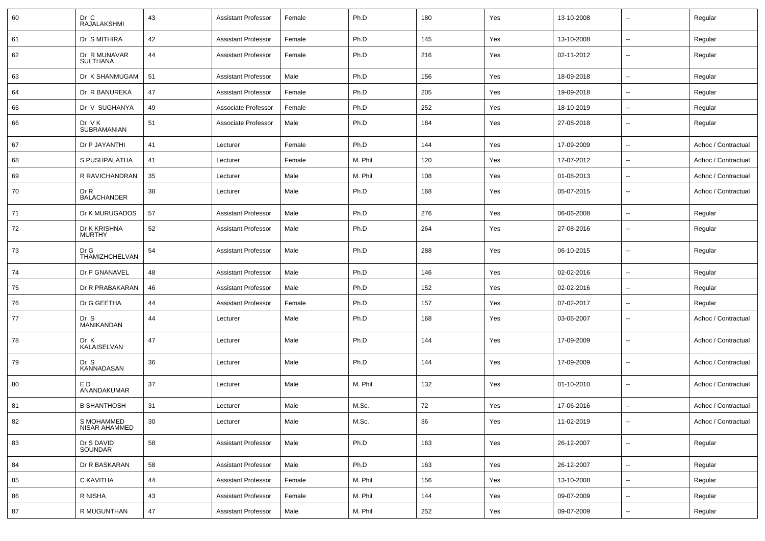| | | | | | | | | | | |
|---|---|---|---|---|---|---|---|---|---|---|
| 60 | Dr C RAJALAKSHMI | 43 | Assistant Professor | Female | Ph.D | 180 | Yes | 13-10-2008 | -- | Regular |
| 61 | Dr S MITHIRA | 42 | Assistant Professor | Female | Ph.D | 145 | Yes | 13-10-2008 | -- | Regular |
| 62 | Dr R MUNAVAR SULTHANA | 44 | Assistant Professor | Female | Ph.D | 216 | Yes | 02-11-2012 | -- | Regular |
| 63 | Dr K SHANMUGAM | 51 | Assistant Professor | Male | Ph.D | 156 | Yes | 18-09-2018 | -- | Regular |
| 64 | Dr R BANUREKA | 47 | Assistant Professor | Female | Ph.D | 205 | Yes | 19-09-2018 | -- | Regular |
| 65 | Dr V SUGHANYA | 49 | Associate Professor | Female | Ph.D | 252 | Yes | 18-10-2019 | -- | Regular |
| 66 | Dr V K SUBRAMANIAN | 51 | Associate Professor | Male | Ph.D | 184 | Yes | 27-08-2018 | -- | Regular |
| 67 | Dr P JAYANTHI | 41 | Lecturer | Female | Ph.D | 144 | Yes | 17-09-2009 | -- | Adhoc / Contractual |
| 68 | S PUSHPALATHA | 41 | Lecturer | Female | M. Phil | 120 | Yes | 17-07-2012 | -- | Adhoc / Contractual |
| 69 | R RAVICHANDRAN | 35 | Lecturer | Male | M. Phil | 108 | Yes | 01-08-2013 | -- | Adhoc / Contractual |
| 70 | Dr R BALACHANDER | 38 | Lecturer | Male | Ph.D | 168 | Yes | 05-07-2015 | -- | Adhoc / Contractual |
| 71 | Dr K MURUGADOS | 57 | Assistant Professor | Male | Ph.D | 276 | Yes | 06-06-2008 | -- | Regular |
| 72 | Dr K KRISHNA MURTHY | 52 | Assistant Professor | Male | Ph.D | 264 | Yes | 27-08-2016 | -- | Regular |
| 73 | Dr G THAMIZHCHELVAN | 54 | Assistant Professor | Male | Ph.D | 288 | Yes | 06-10-2015 | -- | Regular |
| 74 | Dr P GNANAVEL | 48 | Assistant Professor | Male | Ph.D | 146 | Yes | 02-02-2016 | -- | Regular |
| 75 | Dr R PRABAKARAN | 46 | Assistant Professor | Male | Ph.D | 152 | Yes | 02-02-2016 | -- | Regular |
| 76 | Dr G GEETHA | 44 | Assistant Professor | Female | Ph.D | 157 | Yes | 07-02-2017 | -- | Regular |
| 77 | Dr S MANIKANDAN | 44 | Lecturer | Male | Ph.D | 168 | Yes | 03-06-2007 | -- | Adhoc / Contractual |
| 78 | Dr K KALAISELVAN | 47 | Lecturer | Male | Ph.D | 144 | Yes | 17-09-2009 | -- | Adhoc / Contractual |
| 79 | Dr S KANNADASAN | 36 | Lecturer | Male | Ph.D | 144 | Yes | 17-09-2009 | -- | Adhoc / Contractual |
| 80 | E D ANANDAKUMAR | 37 | Lecturer | Male | M. Phil | 132 | Yes | 01-10-2010 | -- | Adhoc / Contractual |
| 81 | B SHANTHOSH | 31 | Lecturer | Male | M.Sc. | 72 | Yes | 17-06-2016 | -- | Adhoc / Contractual |
| 82 | S MOHAMMED NISAR AHAMMED | 30 | Lecturer | Male | M.Sc. | 36 | Yes | 11-02-2019 | -- | Adhoc / Contractual |
| 83 | Dr S DAVID SOUNDAR | 58 | Assistant Professor | Male | Ph.D | 163 | Yes | 26-12-2007 | -- | Regular |
| 84 | Dr R BASKARAN | 58 | Assistant Professor | Male | Ph.D | 163 | Yes | 26-12-2007 | -- | Regular |
| 85 | C KAVITHA | 44 | Assistant Professor | Female | M. Phil | 156 | Yes | 13-10-2008 | -- | Regular |
| 86 | R NISHA | 43 | Assistant Professor | Female | M. Phil | 144 | Yes | 09-07-2009 | -- | Regular |
| 87 | R MUGUNTHAN | 47 | Assistant Professor | Male | M. Phil | 252 | Yes | 09-07-2009 | -- | Regular |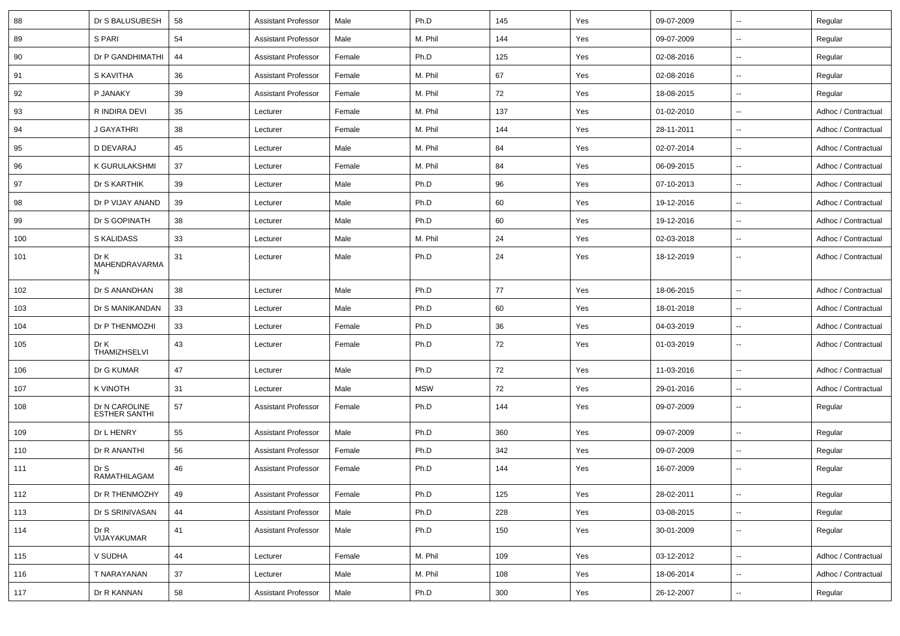| | | | | | | | | | | |
|---|---|---|---|---|---|---|---|---|---|---|
| 88 | Dr S BALUSUBESH | 58 | Assistant Professor | Male | Ph.D | 145 | Yes | 09-07-2009 | -- | Regular |
| 89 | S PARI | 54 | Assistant Professor | Male | M. Phil | 144 | Yes | 09-07-2009 | -- | Regular |
| 90 | Dr P GANDHIMATHI | 44 | Assistant Professor | Female | Ph.D | 125 | Yes | 02-08-2016 | -- | Regular |
| 91 | S KAVITHA | 36 | Assistant Professor | Female | M. Phil | 67 | Yes | 02-08-2016 | -- | Regular |
| 92 | P JANAKY | 39 | Assistant Professor | Female | M. Phil | 72 | Yes | 18-08-2015 | -- | Regular |
| 93 | R INDIRA DEVI | 35 | Lecturer | Female | M. Phil | 137 | Yes | 01-02-2010 | -- | Adhoc / Contractual |
| 94 | J GAYATHRI | 38 | Lecturer | Female | M. Phil | 144 | Yes | 28-11-2011 | -- | Adhoc / Contractual |
| 95 | D DEVARAJ | 45 | Lecturer | Male | M. Phil | 84 | Yes | 02-07-2014 | -- | Adhoc / Contractual |
| 96 | K GURULAKSHMI | 37 | Lecturer | Female | M. Phil | 84 | Yes | 06-09-2015 | -- | Adhoc / Contractual |
| 97 | Dr S KARTHIK | 39 | Lecturer | Male | Ph.D | 96 | Yes | 07-10-2013 | -- | Adhoc / Contractual |
| 98 | Dr P VIJAY ANAND | 39 | Lecturer | Male | Ph.D | 60 | Yes | 19-12-2016 | -- | Adhoc / Contractual |
| 99 | Dr S GOPINATH | 38 | Lecturer | Male | Ph.D | 60 | Yes | 19-12-2016 | -- | Adhoc / Contractual |
| 100 | S KALIDASS | 33 | Lecturer | Male | M. Phil | 24 | Yes | 02-03-2018 | -- | Adhoc / Contractual |
| 101 | Dr K MAHENDRAVARMAN | 31 | Lecturer | Male | Ph.D | 24 | Yes | 18-12-2019 | -- | Adhoc / Contractual |
| 102 | Dr S ANANDHAN | 38 | Lecturer | Male | Ph.D | 77 | Yes | 18-06-2015 | -- | Adhoc / Contractual |
| 103 | Dr S MANIKANDAN | 33 | Lecturer | Male | Ph.D | 60 | Yes | 18-01-2018 | -- | Adhoc / Contractual |
| 104 | Dr P THENMOZHI | 33 | Lecturer | Female | Ph.D | 36 | Yes | 04-03-2019 | -- | Adhoc / Contractual |
| 105 | Dr K THAMIZHSELVI | 43 | Lecturer | Female | Ph.D | 72 | Yes | 01-03-2019 | -- | Adhoc / Contractual |
| 106 | Dr G KUMAR | 47 | Lecturer | Male | Ph.D | 72 | Yes | 11-03-2016 | -- | Adhoc / Contractual |
| 107 | K VINOTH | 31 | Lecturer | Male | MSW | 72 | Yes | 29-01-2016 | -- | Adhoc / Contractual |
| 108 | Dr N CAROLINE ESTHER SANTHI | 57 | Assistant Professor | Female | Ph.D | 144 | Yes | 09-07-2009 | -- | Regular |
| 109 | Dr L HENRY | 55 | Assistant Professor | Male | Ph.D | 360 | Yes | 09-07-2009 | -- | Regular |
| 110 | Dr R ANANTHI | 56 | Assistant Professor | Female | Ph.D | 342 | Yes | 09-07-2009 | -- | Regular |
| 111 | Dr S RAMATHILAGAM | 46 | Assistant Professor | Female | Ph.D | 144 | Yes | 16-07-2009 | -- | Regular |
| 112 | Dr R THENMOZHY | 49 | Assistant Professor | Female | Ph.D | 125 | Yes | 28-02-2011 | -- | Regular |
| 113 | Dr S SRINIVASAN | 44 | Assistant Professor | Male | Ph.D | 228 | Yes | 03-08-2015 | -- | Regular |
| 114 | Dr R VIJAYAKUMAR | 41 | Assistant Professor | Male | Ph.D | 150 | Yes | 30-01-2009 | -- | Regular |
| 115 | V SUDHA | 44 | Lecturer | Female | M. Phil | 109 | Yes | 03-12-2012 | -- | Adhoc / Contractual |
| 116 | T NARAYANAN | 37 | Lecturer | Male | M. Phil | 108 | Yes | 18-06-2014 | -- | Adhoc / Contractual |
| 117 | Dr R KANNAN | 58 | Assistant Professor | Male | Ph.D | 300 | Yes | 26-12-2007 | -- | Regular |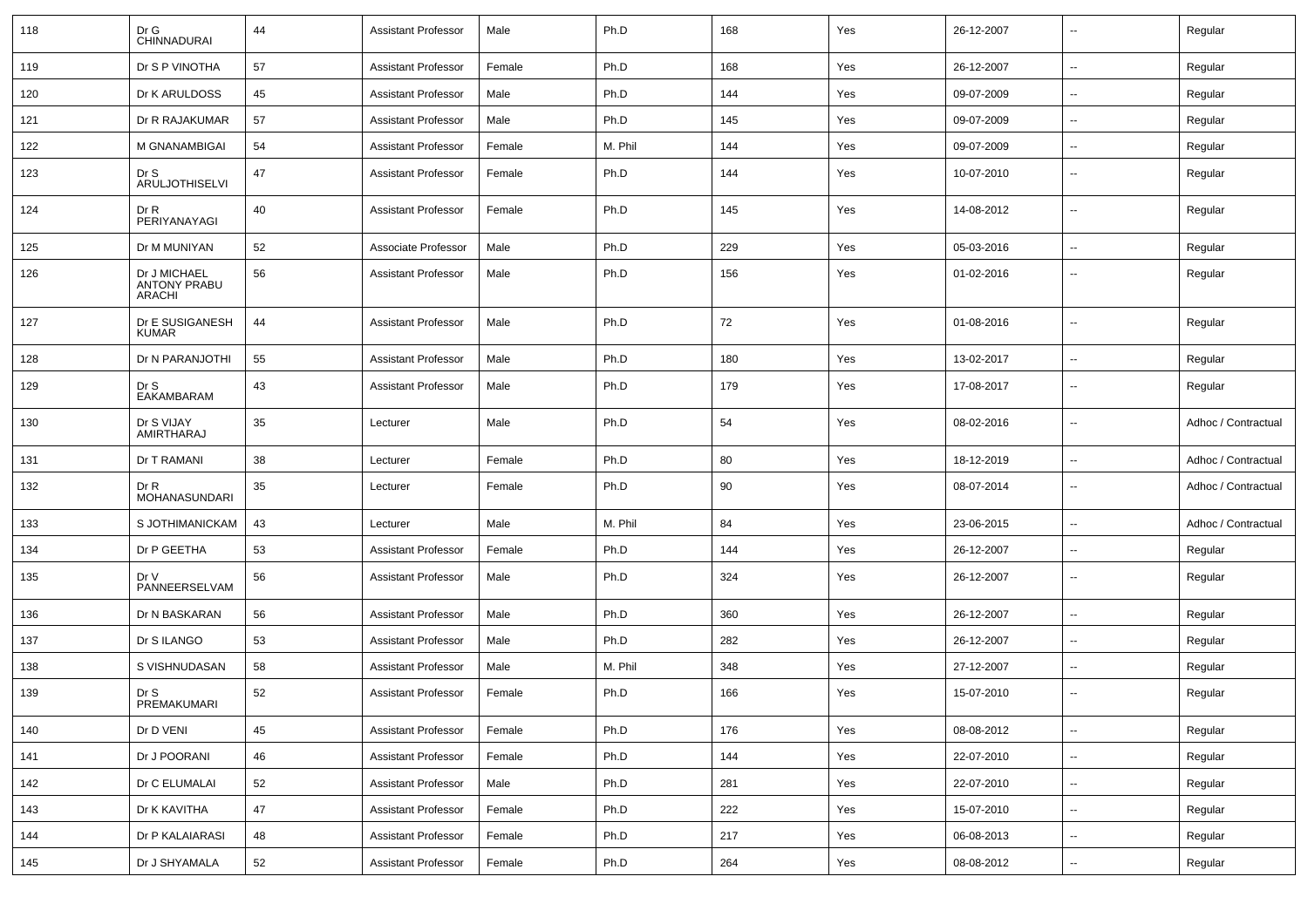| | | | | | | | | | | |
|---|---|---|---|---|---|---|---|---|---|---|
| 118 | Dr G CHINNADURAI | 44 | Assistant Professor | Male | Ph.D | 168 | Yes | 26-12-2007 | -- | Regular |
| 119 | Dr S P VINOTHA | 57 | Assistant Professor | Female | Ph.D | 168 | Yes | 26-12-2007 | -- | Regular |
| 120 | Dr K ARULDOSS | 45 | Assistant Professor | Male | Ph.D | 144 | Yes | 09-07-2009 | -- | Regular |
| 121 | Dr R RAJAKUMAR | 57 | Assistant Professor | Male | Ph.D | 145 | Yes | 09-07-2009 | -- | Regular |
| 122 | M GNANAMBIGAI | 54 | Assistant Professor | Female | M. Phil | 144 | Yes | 09-07-2009 | -- | Regular |
| 123 | Dr S ARULJOTHISELVI | 47 | Assistant Professor | Female | Ph.D | 144 | Yes | 10-07-2010 | -- | Regular |
| 124 | Dr R PERIYANAYAGI | 40 | Assistant Professor | Female | Ph.D | 145 | Yes | 14-08-2012 | -- | Regular |
| 125 | Dr M MUNIYAN | 52 | Associate Professor | Male | Ph.D | 229 | Yes | 05-03-2016 | -- | Regular |
| 126 | Dr J MICHAEL ANTONY PRABU ARACHI | 56 | Assistant Professor | Male | Ph.D | 156 | Yes | 01-02-2016 | -- | Regular |
| 127 | Dr E SUSIGANESH KUMAR | 44 | Assistant Professor | Male | Ph.D | 72 | Yes | 01-08-2016 | -- | Regular |
| 128 | Dr N PARANJOTHI | 55 | Assistant Professor | Male | Ph.D | 180 | Yes | 13-02-2017 | -- | Regular |
| 129 | Dr S EAKAMBARAM | 43 | Assistant Professor | Male | Ph.D | 179 | Yes | 17-08-2017 | -- | Regular |
| 130 | Dr S VIJAY AMIRTHARAJ | 35 | Lecturer | Male | Ph.D | 54 | Yes | 08-02-2016 | -- | Adhoc / Contractual |
| 131 | Dr T RAMANI | 38 | Lecturer | Female | Ph.D | 80 | Yes | 18-12-2019 | -- | Adhoc / Contractual |
| 132 | Dr R MOHANASUNDARI | 35 | Lecturer | Female | Ph.D | 90 | Yes | 08-07-2014 | -- | Adhoc / Contractual |
| 133 | S JOTHIMANICKAM | 43 | Lecturer | Male | M. Phil | 84 | Yes | 23-06-2015 | -- | Adhoc / Contractual |
| 134 | Dr P GEETHA | 53 | Assistant Professor | Female | Ph.D | 144 | Yes | 26-12-2007 | -- | Regular |
| 135 | Dr V PANNEERSELVAM | 56 | Assistant Professor | Male | Ph.D | 324 | Yes | 26-12-2007 | -- | Regular |
| 136 | Dr N BASKARAN | 56 | Assistant Professor | Male | Ph.D | 360 | Yes | 26-12-2007 | -- | Regular |
| 137 | Dr S ILANGO | 53 | Assistant Professor | Male | Ph.D | 282 | Yes | 26-12-2007 | -- | Regular |
| 138 | S VISHNUDASAN | 58 | Assistant Professor | Male | M. Phil | 348 | Yes | 27-12-2007 | -- | Regular |
| 139 | Dr S PREMAKUMARI | 52 | Assistant Professor | Female | Ph.D | 166 | Yes | 15-07-2010 | -- | Regular |
| 140 | Dr D VENI | 45 | Assistant Professor | Female | Ph.D | 176 | Yes | 08-08-2012 | -- | Regular |
| 141 | Dr J POORANI | 46 | Assistant Professor | Female | Ph.D | 144 | Yes | 22-07-2010 | -- | Regular |
| 142 | Dr C ELUMALAI | 52 | Assistant Professor | Male | Ph.D | 281 | Yes | 22-07-2010 | -- | Regular |
| 143 | Dr K KAVITHA | 47 | Assistant Professor | Female | Ph.D | 222 | Yes | 15-07-2010 | -- | Regular |
| 144 | Dr P KALAIARASI | 48 | Assistant Professor | Female | Ph.D | 217 | Yes | 06-08-2013 | -- | Regular |
| 145 | Dr J SHYAMALA | 52 | Assistant Professor | Female | Ph.D | 264 | Yes | 08-08-2012 | -- | Regular |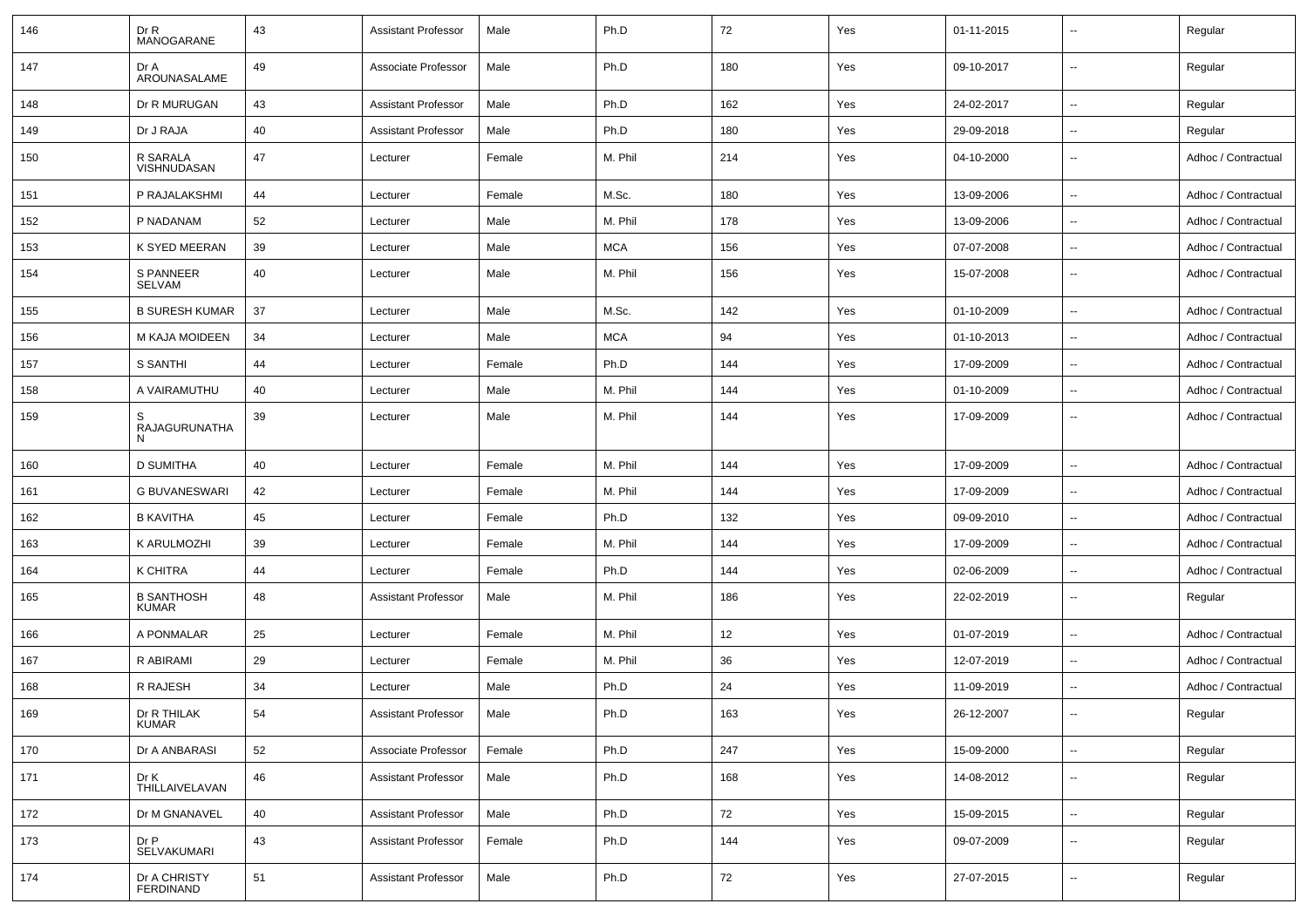| | | | | | | | | | | |
|---|---|---|---|---|---|---|---|---|---|---|
| 146 | Dr R MANOGARANE | 43 | Assistant Professor | Male | Ph.D | 72 | Yes | 01-11-2015 | -- | Regular |
| 147 | Dr A AROUNASALAME | 49 | Associate Professor | Male | Ph.D | 180 | Yes | 09-10-2017 | -- | Regular |
| 148 | Dr R MURUGAN | 43 | Assistant Professor | Male | Ph.D | 162 | Yes | 24-02-2017 | -- | Regular |
| 149 | Dr J RAJA | 40 | Assistant Professor | Male | Ph.D | 180 | Yes | 29-09-2018 | -- | Regular |
| 150 | R SARALA VISHNUDASAN | 47 | Lecturer | Female | M. Phil | 214 | Yes | 04-10-2000 | -- | Adhoc / Contractual |
| 151 | P RAJALAKSHMI | 44 | Lecturer | Female | M.Sc. | 180 | Yes | 13-09-2006 | -- | Adhoc / Contractual |
| 152 | P NADANAM | 52 | Lecturer | Male | M. Phil | 178 | Yes | 13-09-2006 | -- | Adhoc / Contractual |
| 153 | K SYED MEERAN | 39 | Lecturer | Male | MCA | 156 | Yes | 07-07-2008 | -- | Adhoc / Contractual |
| 154 | S PANNEER SELVAM | 40 | Lecturer | Male | M. Phil | 156 | Yes | 15-07-2008 | -- | Adhoc / Contractual |
| 155 | B SURESH KUMAR | 37 | Lecturer | Male | M.Sc. | 142 | Yes | 01-10-2009 | -- | Adhoc / Contractual |
| 156 | M KAJA MOIDEEN | 34 | Lecturer | Male | MCA | 94 | Yes | 01-10-2013 | -- | Adhoc / Contractual |
| 157 | S SANTHI | 44 | Lecturer | Female | Ph.D | 144 | Yes | 17-09-2009 | -- | Adhoc / Contractual |
| 158 | A VAIRAMUTHU | 40 | Lecturer | Male | M. Phil | 144 | Yes | 01-10-2009 | -- | Adhoc / Contractual |
| 159 | S RAJAGURUNATHAN | 39 | Lecturer | Male | M. Phil | 144 | Yes | 17-09-2009 | -- | Adhoc / Contractual |
| 160 | D SUMITHA | 40 | Lecturer | Female | M. Phil | 144 | Yes | 17-09-2009 | -- | Adhoc / Contractual |
| 161 | G BUVANESWARI | 42 | Lecturer | Female | M. Phil | 144 | Yes | 17-09-2009 | -- | Adhoc / Contractual |
| 162 | B KAVITHA | 45 | Lecturer | Female | Ph.D | 132 | Yes | 09-09-2010 | -- | Adhoc / Contractual |
| 163 | K ARULMOZHI | 39 | Lecturer | Female | M. Phil | 144 | Yes | 17-09-2009 | -- | Adhoc / Contractual |
| 164 | K CHITRA | 44 | Lecturer | Female | Ph.D | 144 | Yes | 02-06-2009 | -- | Adhoc / Contractual |
| 165 | B SANTHOSH KUMAR | 48 | Assistant Professor | Male | M. Phil | 186 | Yes | 22-02-2019 | -- | Regular |
| 166 | A PONMALAR | 25 | Lecturer | Female | M. Phil | 12 | Yes | 01-07-2019 | -- | Adhoc / Contractual |
| 167 | R ABIRAMI | 29 | Lecturer | Female | M. Phil | 36 | Yes | 12-07-2019 | -- | Adhoc / Contractual |
| 168 | R RAJESH | 34 | Lecturer | Male | Ph.D | 24 | Yes | 11-09-2019 | -- | Adhoc / Contractual |
| 169 | Dr R THILAK KUMAR | 54 | Assistant Professor | Male | Ph.D | 163 | Yes | 26-12-2007 | -- | Regular |
| 170 | Dr A ANBARASI | 52 | Associate Professor | Female | Ph.D | 247 | Yes | 15-09-2000 | -- | Regular |
| 171 | Dr K THILLAIVELAVAN | 46 | Assistant Professor | Male | Ph.D | 168 | Yes | 14-08-2012 | -- | Regular |
| 172 | Dr M GNANAVEL | 40 | Assistant Professor | Male | Ph.D | 72 | Yes | 15-09-2015 | -- | Regular |
| 173 | Dr P SELVAKUMARI | 43 | Assistant Professor | Female | Ph.D | 144 | Yes | 09-07-2009 | -- | Regular |
| 174 | Dr A CHRISTY FERDINAND | 51 | Assistant Professor | Male | Ph.D | 72 | Yes | 27-07-2015 | -- | Regular |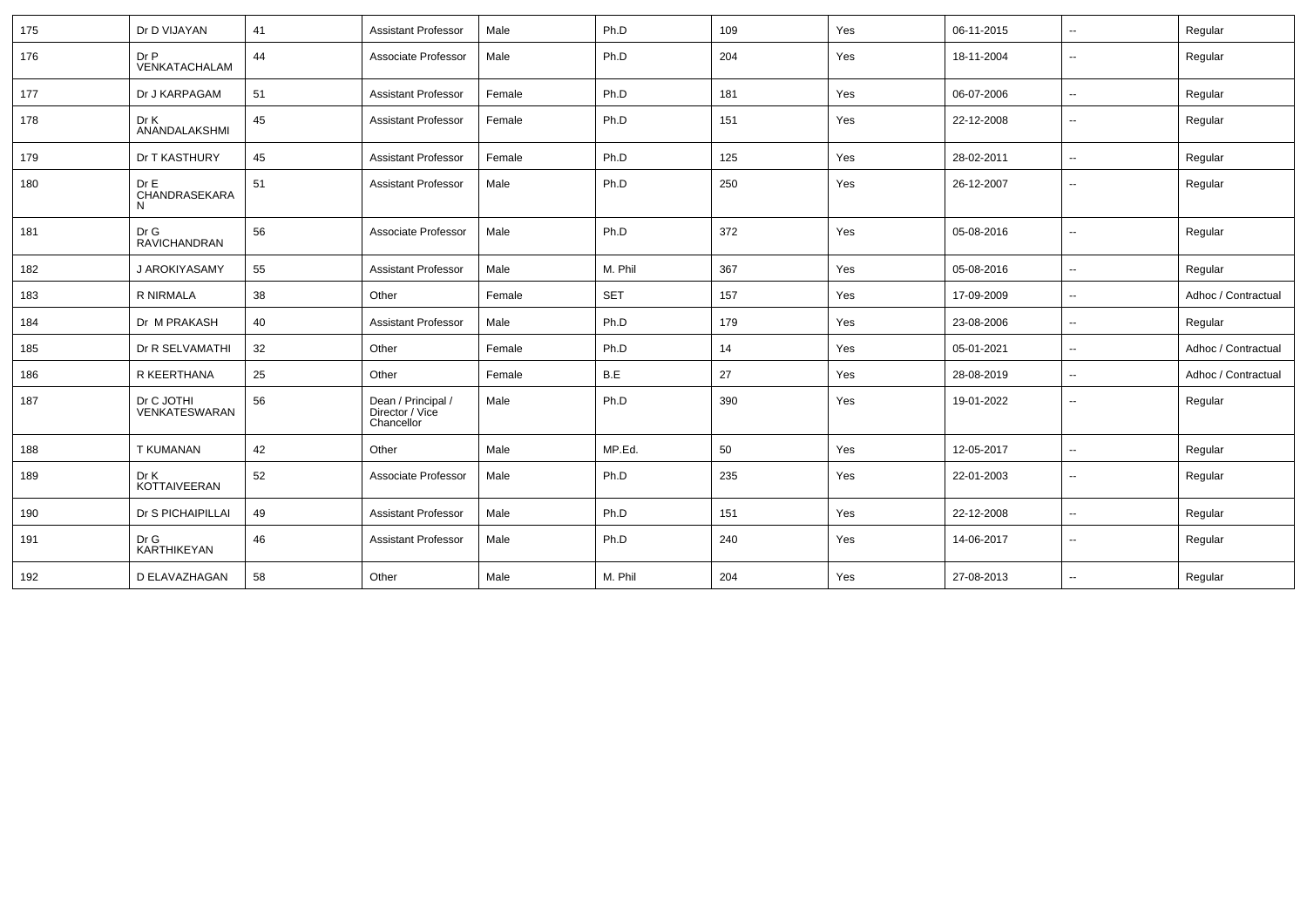| | | | | | | | | | | |
|---|---|---|---|---|---|---|---|---|---|---|
| 175 | Dr D VIJAYAN | 41 | Assistant Professor | Male | Ph.D | 109 | Yes | 06-11-2015 | -- | Regular |
| 176 | Dr P VENKATACHALAM | 44 | Associate Professor | Male | Ph.D | 204 | Yes | 18-11-2004 | -- | Regular |
| 177 | Dr J KARPAGAM | 51 | Assistant Professor | Female | Ph.D | 181 | Yes | 06-07-2006 | -- | Regular |
| 178 | Dr K ANANDALAKSHMI | 45 | Assistant Professor | Female | Ph.D | 151 | Yes | 22-12-2008 | -- | Regular |
| 179 | Dr T KASTHURY | 45 | Assistant Professor | Female | Ph.D | 125 | Yes | 28-02-2011 | -- | Regular |
| 180 | Dr E CHANDRASEKARAN | 51 | Assistant Professor | Male | Ph.D | 250 | Yes | 26-12-2007 | -- | Regular |
| 181 | Dr G RAVICHANDRAN | 56 | Associate Professor | Male | Ph.D | 372 | Yes | 05-08-2016 | -- | Regular |
| 182 | J AROKIYASAMY | 55 | Assistant Professor | Male | M. Phil | 367 | Yes | 05-08-2016 | -- | Regular |
| 183 | R NIRMALA | 38 | Other | Female | SET | 157 | Yes | 17-09-2009 | -- | Adhoc / Contractual |
| 184 | Dr M PRAKASH | 40 | Assistant Professor | Male | Ph.D | 179 | Yes | 23-08-2006 | -- | Regular |
| 185 | Dr R SELVAMATHI | 32 | Other | Female | Ph.D | 14 | Yes | 05-01-2021 | -- | Adhoc / Contractual |
| 186 | R KEERTHANA | 25 | Other | Female | B.E | 27 | Yes | 28-08-2019 | -- | Adhoc / Contractual |
| 187 | Dr C JOTHI VENKATESWARAN | 56 | Dean / Principal / Director / Vice Chancellor | Male | Ph.D | 390 | Yes | 19-01-2022 | -- | Regular |
| 188 | T KUMANAN | 42 | Other | Male | MP.Ed. | 50 | Yes | 12-05-2017 | -- | Regular |
| 189 | Dr K KOTTAIVEERAN | 52 | Associate Professor | Male | Ph.D | 235 | Yes | 22-01-2003 | -- | Regular |
| 190 | Dr S PICHAIPILLAI | 49 | Assistant Professor | Male | Ph.D | 151 | Yes | 22-12-2008 | -- | Regular |
| 191 | Dr G KARTHIKEYAN | 46 | Assistant Professor | Male | Ph.D | 240 | Yes | 14-06-2017 | -- | Regular |
| 192 | D ELAVAZHAGAN | 58 | Other | Male | M. Phil | 204 | Yes | 27-08-2013 | -- | Regular |